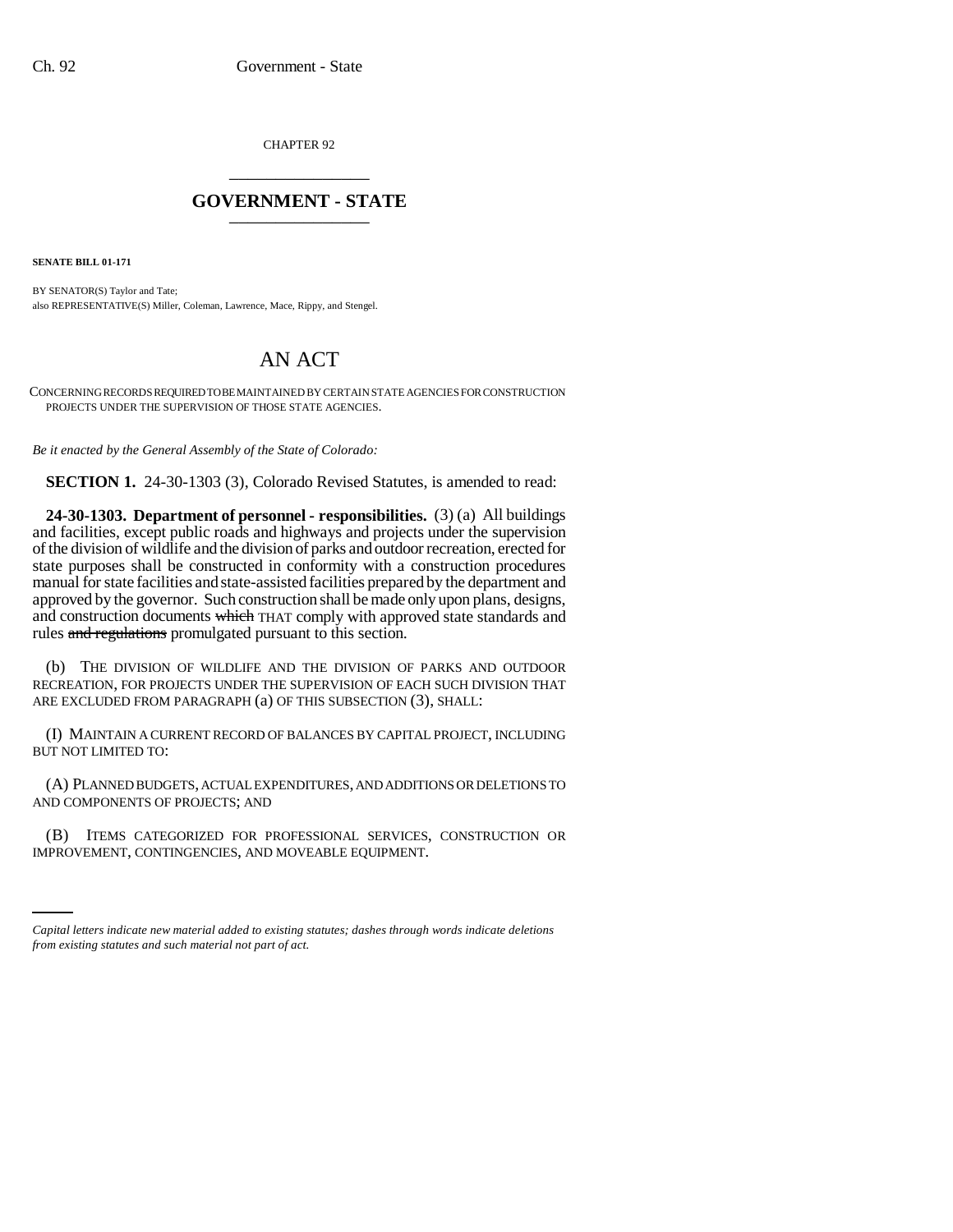CHAPTER 92

# GOVERNMENT - STATE

**SENATE BILL 01-171**

BY SENATOR(S) Taylor and Tate;
also REPRESENTATIVE(S) Miller, Coleman, Lawrence, Mace, Rippy, and Stengel.

# AN ACT

CONCERNING RECORDS REQUIRED TO BE MAINTAINED BY CERTAIN STATE AGENCIES FOR CONSTRUCTION PROJECTS UNDER THE SUPERVISION OF THOSE STATE AGENCIES.

*Be it enacted by the General Assembly of the State of Colorado:*

**SECTION 1.** 24-30-1303 (3), Colorado Revised Statutes, is amended to read:

**24-30-1303. Department of personnel - responsibilities.** (3) (a) All buildings and facilities, except public roads and highways and projects under the supervision of the division of wildlife and the division of parks and outdoor recreation, erected for state purposes shall be constructed in conformity with a construction procedures manual for state facilities and state-assisted facilities prepared by the department and approved by the governor. Such construction shall be made only upon plans, designs, and construction documents ~~which~~ THAT comply with approved state standards and rules ~~and regulations~~ promulgated pursuant to this section.

(b) THE DIVISION OF WILDLIFE AND THE DIVISION OF PARKS AND OUTDOOR RECREATION, FOR PROJECTS UNDER THE SUPERVISION OF EACH SUCH DIVISION THAT ARE EXCLUDED FROM PARAGRAPH (a) OF THIS SUBSECTION (3), SHALL:

(I) MAINTAIN A CURRENT RECORD OF BALANCES BY CAPITAL PROJECT, INCLUDING BUT NOT LIMITED TO:

(A) PLANNED BUDGETS, ACTUAL EXPENDITURES, AND ADDITIONS OR DELETIONS TO AND COMPONENTS OF PROJECTS; AND

(B) ITEMS CATEGORIZED FOR PROFESSIONAL SERVICES, CONSTRUCTION OR IMPROVEMENT, CONTINGENCIES, AND MOVEABLE EQUIPMENT.

*Capital letters indicate new material added to existing statutes; dashes through words indicate deletions from existing statutes and such material not part of act.*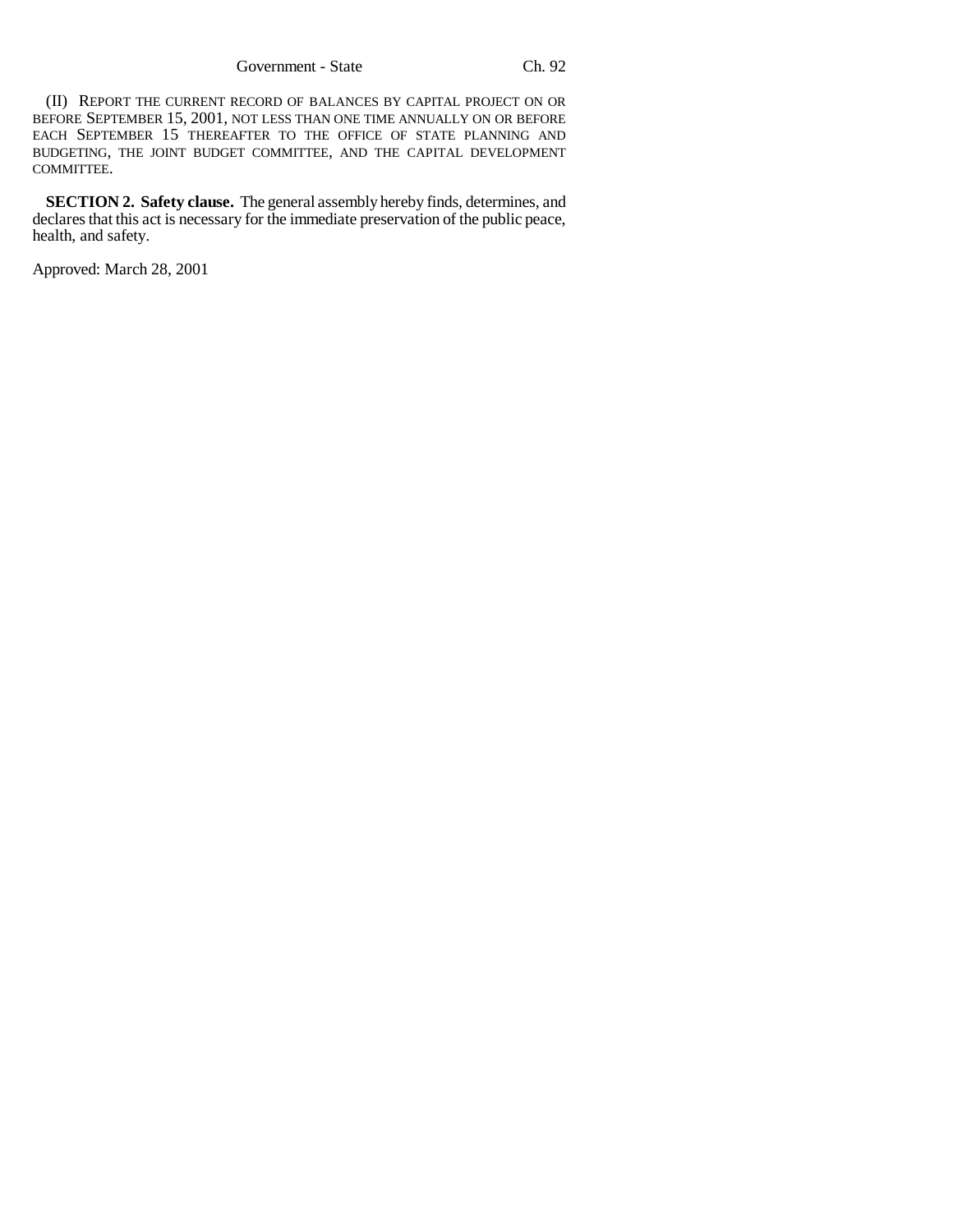(II) REPORT THE CURRENT RECORD OF BALANCES BY CAPITAL PROJECT ON OR BEFORE SEPTEMBER 15, 2001, NOT LESS THAN ONE TIME ANNUALLY ON OR BEFORE EACH SEPTEMBER 15 THEREAFTER TO THE OFFICE OF STATE PLANNING AND BUDGETING, THE JOINT BUDGET COMMITTEE, AND THE CAPITAL DEVELOPMENT COMMITTEE.

**SECTION 2. Safety clause.** The general assembly hereby finds, determines, and declares that this act is necessary for the immediate preservation of the public peace, health, and safety.

Approved: March 28, 2001